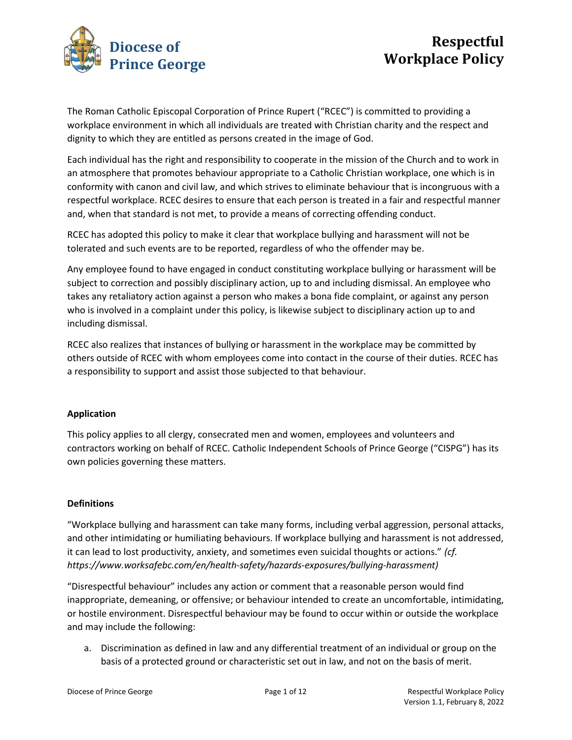# Diocese of Prince George

# Respectful Workplace Policy

The Roman Catholic Episcopal Corporation of Prince Rupert ("RCEC") is committed to providing a workplace environment in which all individuals are treated with Christian charity and the respect and dignity to which they are entitled as persons created in the image of God.

Each individual has the right and responsibility to cooperate in the mission of the Church and to work in an atmosphere that promotes behaviour appropriate to a Catholic Christian workplace, one which is in conformity with canon and civil law, and which strives to eliminate behaviour that is incongruous with a respectful workplace. RCEC desires to ensure that each person is treated in a fair and respectful manner and, when that standard is not met, to provide a means of correcting offending conduct.

RCEC has adopted this policy to make it clear that workplace bullying and harassment will not be tolerated and such events are to be reported, regardless of who the offender may be.

Any employee found to have engaged in conduct constituting workplace bullying or harassment will be subject to correction and possibly disciplinary action, up to and including dismissal. An employee who takes any retaliatory action against a person who makes a bona fide complaint, or against any person who is involved in a complaint under this policy, is likewise subject to disciplinary action up to and including dismissal.

RCEC also realizes that instances of bullying or harassment in the workplace may be committed by others outside of RCEC with whom employees come into contact in the course of their duties. RCEC has a responsibility to support and assist those subjected to that behaviour.

## Application

This policy applies to all clergy, consecrated men and women, employees and volunteers and contractors working on behalf of RCEC. Catholic Independent Schools of Prince George ("CISPG") has its own policies governing these matters.

## Definitions

"Workplace bullying and harassment can take many forms, including verbal aggression, personal attacks, and other intimidating or humiliating behaviours. If workplace bullying and harassment is not addressed, it can lead to lost productivity, anxiety, and sometimes even suicidal thoughts or actions." *(cf. https://www.worksafebc.com/en/health-safety/hazards-exposures/bullying-harassment)*

"Disrespectful behaviour" includes any action or comment that a reasonable person would find inappropriate, demeaning, or offensive; or behaviour intended to create an uncomfortable, intimidating, or hostile environment. Disrespectful behaviour may be found to occur within or outside the workplace and may include the following:

a. Discrimination as defined in law and any differential treatment of an individual or group on the basis of a protected ground or characteristic set out in law, and not on the basis of merit.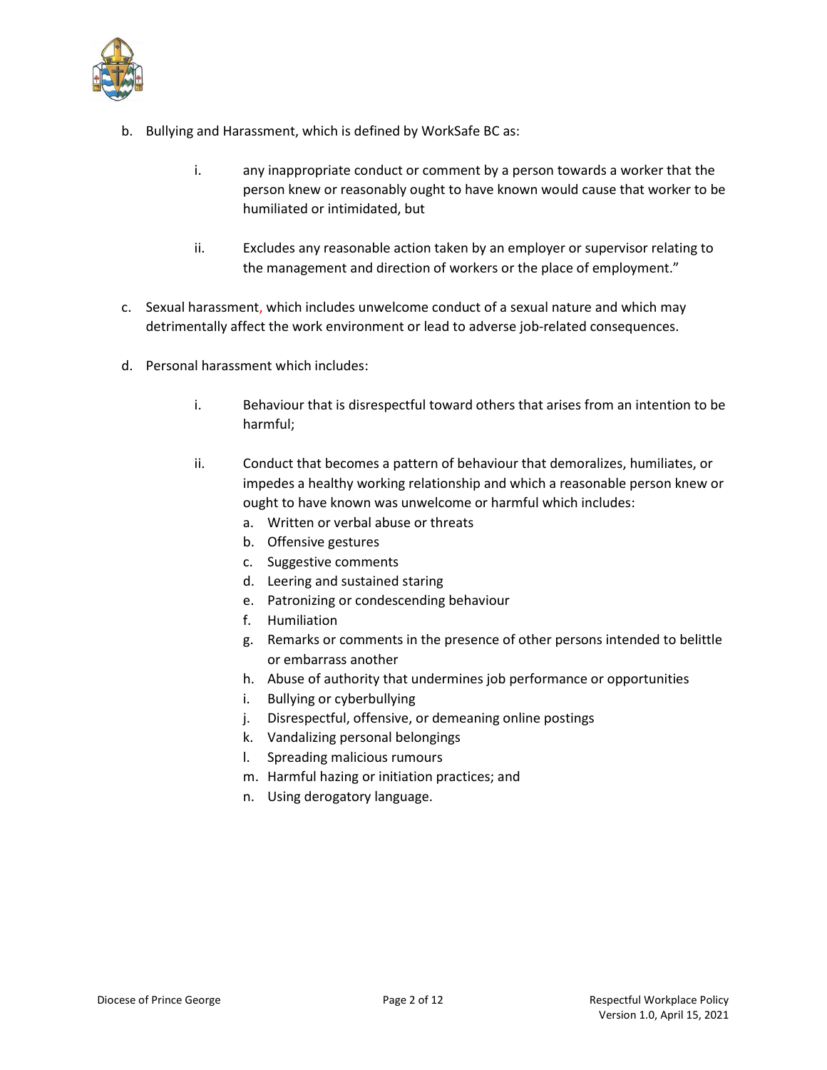b. Bullying and Harassment, which is defined by WorkSafe BC as:

    i. any inappropriate conduct or comment by a person towards a worker that the person knew or reasonably ought to have known would cause that worker to be humiliated or intimidated, but

    ii. Excludes any reasonable action taken by an employer or supervisor relating to the management and direction of workers or the place of employment."

c. Sexual harassment, which includes unwelcome conduct of a sexual nature and which may detrimentally affect the work environment or lead to adverse job-related consequences.

d. Personal harassment which includes:

    i. Behaviour that is disrespectful toward others that arises from an intention to be harmful;

    ii. Conduct that becomes a pattern of behaviour that demoralizes, humiliates, or impedes a healthy working relationship and which a reasonable person knew or ought to have known was unwelcome or harmful which includes:
        a. Written or verbal abuse or threats
        b. Offensive gestures
        c. Suggestive comments
        d. Leering and sustained staring
        e. Patronizing or condescending behaviour
        f. Humiliation
        g. Remarks or comments in the presence of other persons intended to belittle or embarrass another
        h. Abuse of authority that undermines job performance or opportunities
        i. Bullying or cyberbullying
        j. Disrespectful, offensive, or demeaning online postings
        k. Vandalizing personal belongings
        l. Spreading malicious rumours
        m. Harmful hazing or initiation practices; and
        n. Using derogatory language.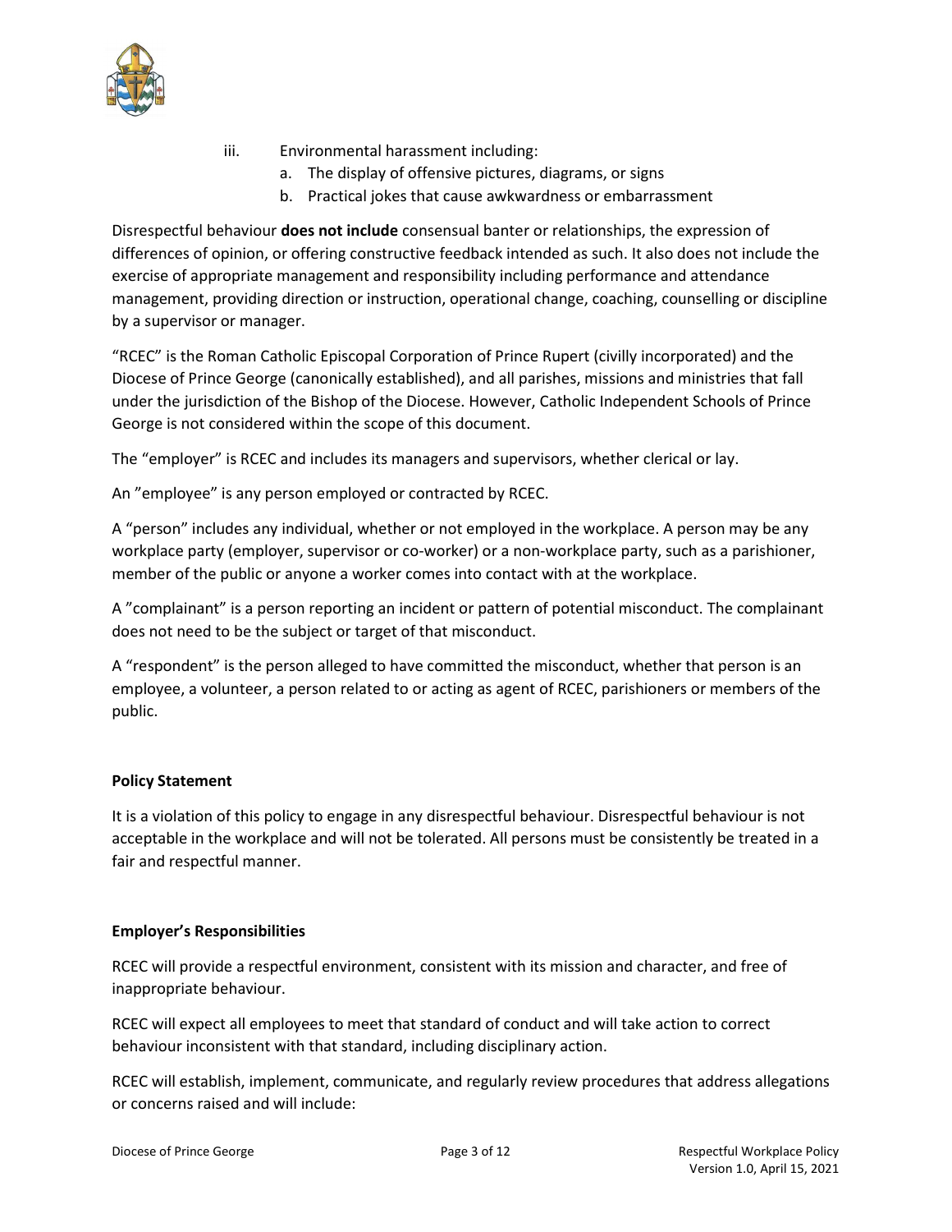iii. Environmental harassment including:
   a. The display of offensive pictures, diagrams, or signs
   b. Practical jokes that cause awkwardness or embarrassment

Disrespectful behaviour **does not include** consensual banter or relationships, the expression of differences of opinion, or offering constructive feedback intended as such. It also does not include the exercise of appropriate management and responsibility including performance and attendance management, providing direction or instruction, operational change, coaching, counselling or discipline by a supervisor or manager.

"RCEC" is the Roman Catholic Episcopal Corporation of Prince Rupert (civilly incorporated) and the Diocese of Prince George (canonically established), and all parishes, missions and ministries that fall under the jurisdiction of the Bishop of the Diocese. However, Catholic Independent Schools of Prince George is not considered within the scope of this document.

The "employer" is RCEC and includes its managers and supervisors, whether clerical or lay.

An "employee" is any person employed or contracted by RCEC.

A "person" includes any individual, whether or not employed in the workplace. A person may be any workplace party (employer, supervisor or co-worker) or a non-workplace party, such as a parishioner, member of the public or anyone a worker comes into contact with at the workplace.

A "complainant" is a person reporting an incident or pattern of potential misconduct. The complainant does not need to be the subject or target of that misconduct.

A "respondent" is the person alleged to have committed the misconduct, whether that person is an employee, a volunteer, a person related to or acting as agent of RCEC, parishioners or members of the public.

**Policy Statement**

It is a violation of this policy to engage in any disrespectful behaviour. Disrespectful behaviour is not acceptable in the workplace and will not be tolerated. All persons must be consistently be treated in a fair and respectful manner.

**Employer's Responsibilities**

RCEC will provide a respectful environment, consistent with its mission and character, and free of inappropriate behaviour.

RCEC will expect all employees to meet that standard of conduct and will take action to correct behaviour inconsistent with that standard, including disciplinary action.

RCEC will establish, implement, communicate, and regularly review procedures that address allegations or concerns raised and will include: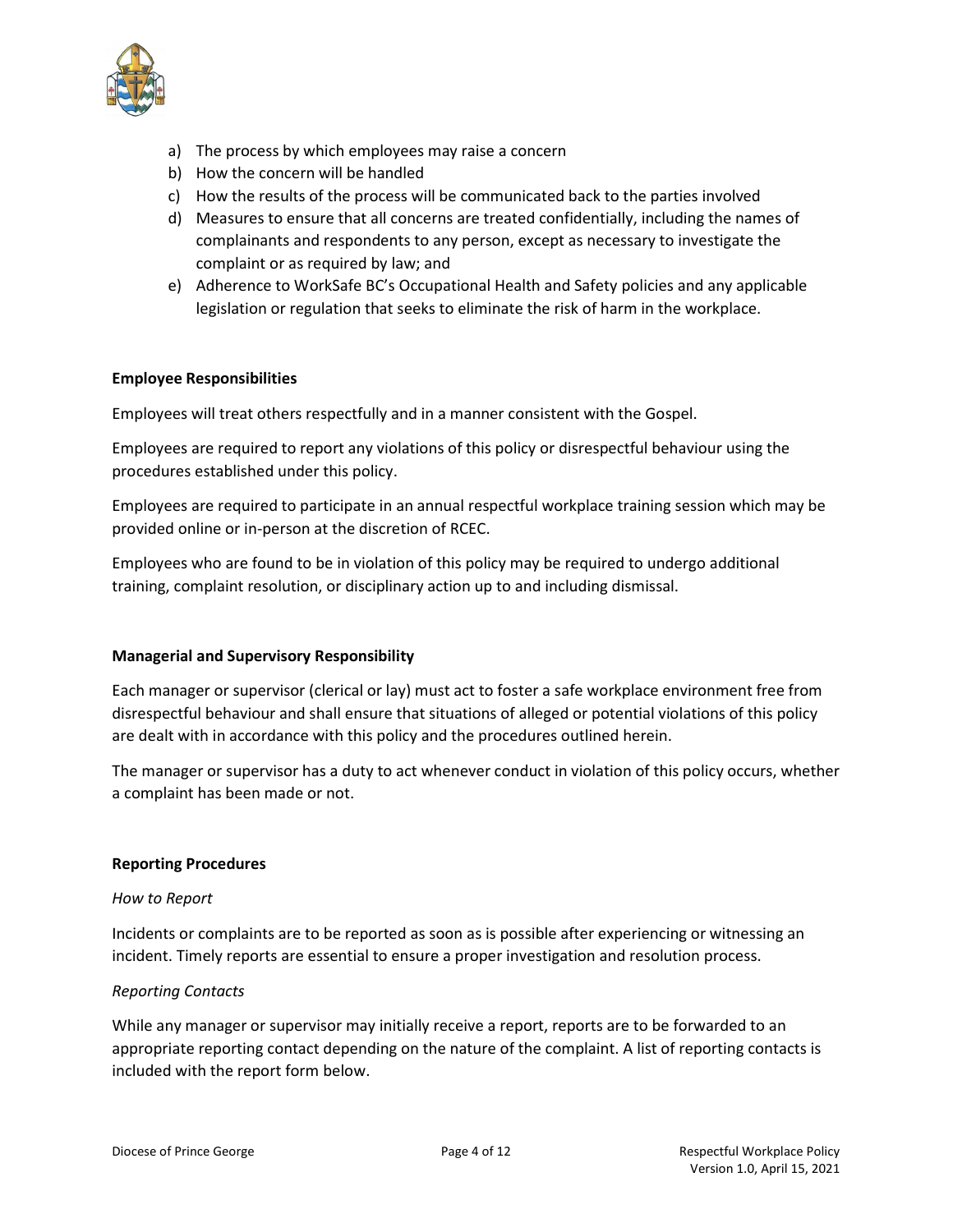a) The process by which employees may raise a concern
b) How the concern will be handled
c) How the results of the process will be communicated back to the parties involved
d) Measures to ensure that all concerns are treated confidentially, including the names of complainants and respondents to any person, except as necessary to investigate the complaint or as required by law; and
e) Adherence to WorkSafe BC's Occupational Health and Safety policies and any applicable legislation or regulation that seeks to eliminate the risk of harm in the workplace.

**Employee Responsibilities**

Employees will treat others respectfully and in a manner consistent with the Gospel.

Employees are required to report any violations of this policy or disrespectful behaviour using the procedures established under this policy.

Employees are required to participate in an annual respectful workplace training session which may be provided online or in-person at the discretion of RCEC.

Employees who are found to be in violation of this policy may be required to undergo additional training, complaint resolution, or disciplinary action up to and including dismissal.

**Managerial and Supervisory Responsibility**

Each manager or supervisor (clerical or lay) must act to foster a safe workplace environment free from disrespectful behaviour and shall ensure that situations of alleged or potential violations of this policy are dealt with in accordance with this policy and the procedures outlined herein.

The manager or supervisor has a duty to act whenever conduct in violation of this policy occurs, whether a complaint has been made or not.

**Reporting Procedures**

*How to Report*

Incidents or complaints are to be reported as soon as is possible after experiencing or witnessing an incident. Timely reports are essential to ensure a proper investigation and resolution process.

*Reporting Contacts*

While any manager or supervisor may initially receive a report, reports are to be forwarded to an appropriate reporting contact depending on the nature of the complaint. A list of reporting contacts is included with the report form below.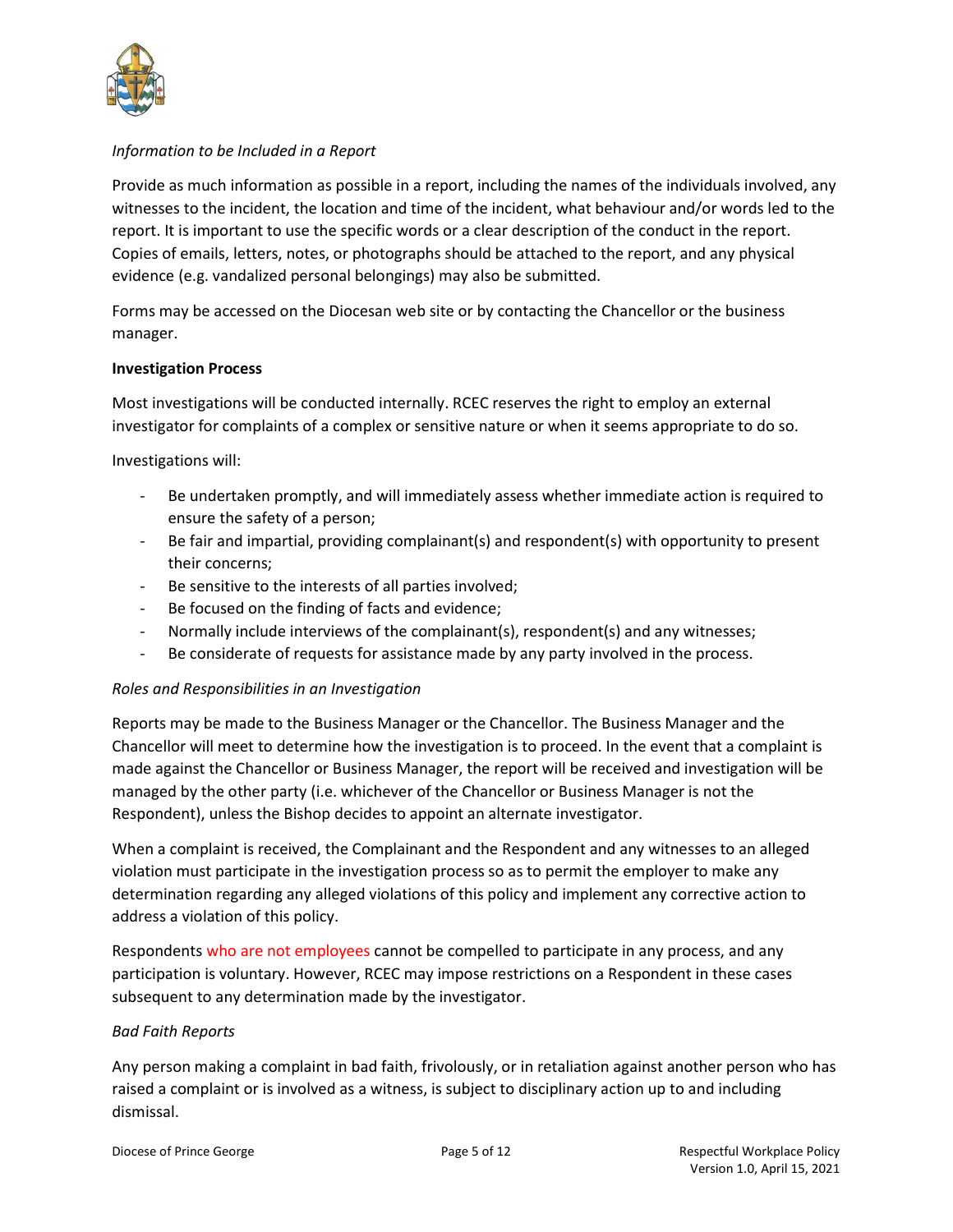*Information to be Included in a Report*

Provide as much information as possible in a report, including the names of the individuals involved, any witnesses to the incident, the location and time of the incident, what behaviour and/or words led to the report. It is important to use the specific words or a clear description of the conduct in the report. Copies of emails, letters, notes, or photographs should be attached to the report, and any physical evidence (e.g. vandalized personal belongings) may also be submitted.

Forms may be accessed on the Diocesan web site or by contacting the Chancellor or the business manager.

**Investigation Process**

Most investigations will be conducted internally. RCEC reserves the right to employ an external investigator for complaints of a complex or sensitive nature or when it seems appropriate to do so.

Investigations will:

- Be undertaken promptly, and will immediately assess whether immediate action is required to ensure the safety of a person;
- Be fair and impartial, providing complainant(s) and respondent(s) with opportunity to present their concerns;
- Be sensitive to the interests of all parties involved;
- Be focused on the finding of facts and evidence;
- Normally include interviews of the complainant(s), respondent(s) and any witnesses;
- Be considerate of requests for assistance made by any party involved in the process.

*Roles and Responsibilities in an Investigation*

Reports may be made to the Business Manager or the Chancellor. The Business Manager and the Chancellor will meet to determine how the investigation is to proceed. In the event that a complaint is made against the Chancellor or Business Manager, the report will be received and investigation will be managed by the other party (i.e. whichever of the Chancellor or Business Manager is not the Respondent), unless the Bishop decides to appoint an alternate investigator.

When a complaint is received, the Complainant and the Respondent and any witnesses to an alleged violation must participate in the investigation process so as to permit the employer to make any determination regarding any alleged violations of this policy and implement any corrective action to address a violation of this policy.

Respondents who are not employees cannot be compelled to participate in any process, and any participation is voluntary. However, RCEC may impose restrictions on a Respondent in these cases subsequent to any determination made by the investigator.

*Bad Faith Reports*

Any person making a complaint in bad faith, frivolously, or in retaliation against another person who has raised a complaint or is involved as a witness, is subject to disciplinary action up to and including dismissal.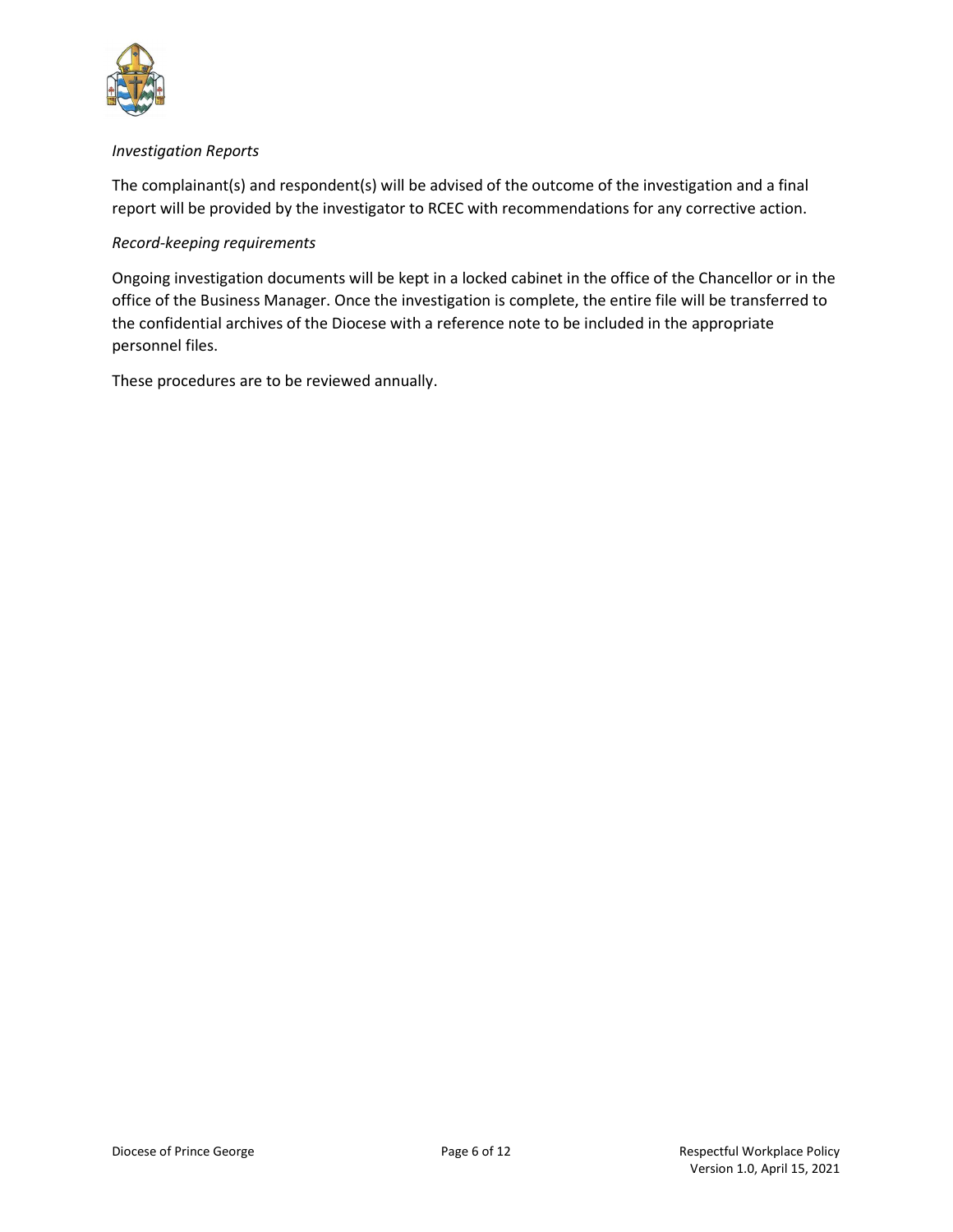*Investigation Reports*

The complainant(s) and respondent(s) will be advised of the outcome of the investigation and a final report will be provided by the investigator to RCEC with recommendations for any corrective action.

*Record-keeping requirements*

Ongoing investigation documents will be kept in a locked cabinet in the office of the Chancellor or in the office of the Business Manager. Once the investigation is complete, the entire file will be transferred to the confidential archives of the Diocese with a reference note to be included in the appropriate personnel files.

These procedures are to be reviewed annually.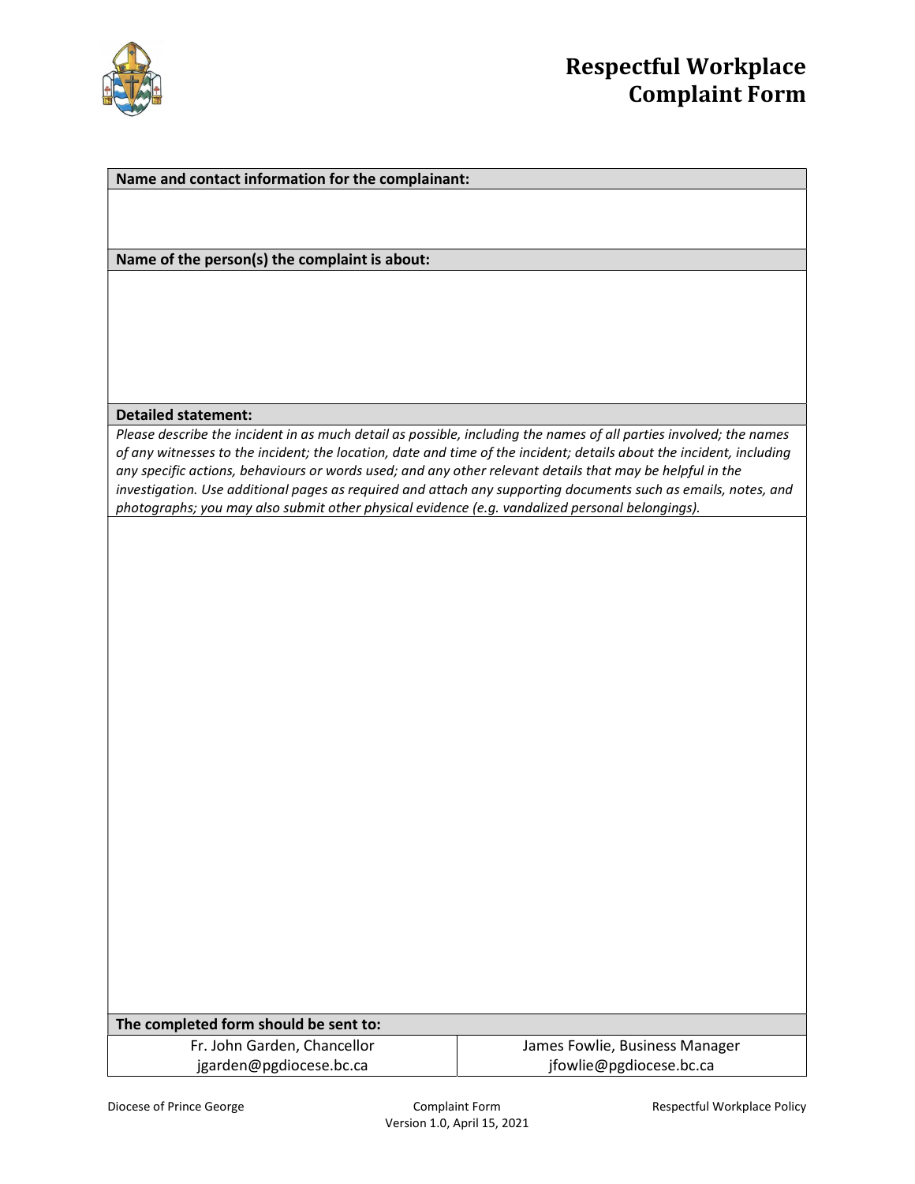# Respectful Workplace Complaint Form

**Name and contact information for the complainant:**

**Name of the person(s) the complaint is about:**

**Detailed statement:**

*Please describe the incident in as much detail as possible, including the names of all parties involved; the names of any witnesses to the incident; the location, date and time of the incident; details about the incident, including any specific actions, behaviours or words used; and any other relevant details that may be helpful in the investigation. Use additional pages as required and attach any supporting documents such as emails, notes, and photographs; you may also submit other physical evidence (e.g. vandalized personal belongings).*

**The completed form should be sent to:**

| Fr. John Garden, Chancellor<br>jgarden@pgdiocese.bc.ca | James Fowlie, Business Manager<br>jfowlie@pgdiocese.bc.ca |
|---|---|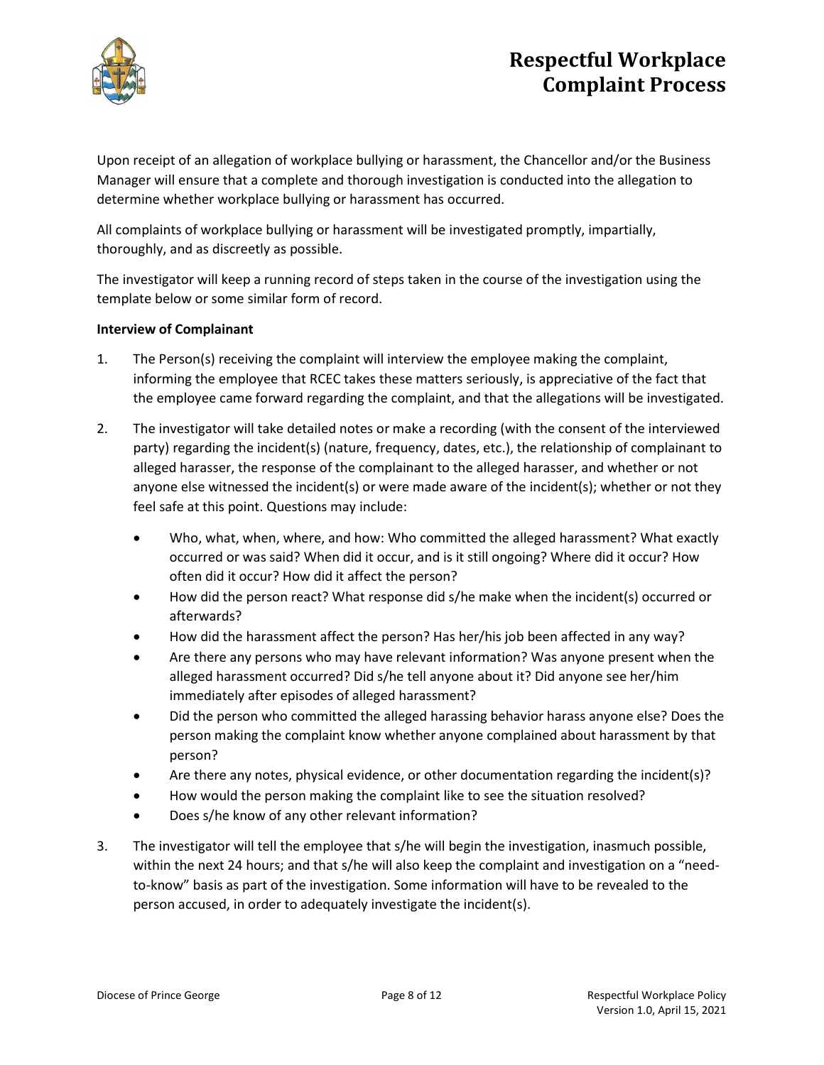# Respectful Workplace Complaint Process

Upon receipt of an allegation of workplace bullying or harassment, the Chancellor and/or the Business Manager will ensure that a complete and thorough investigation is conducted into the allegation to determine whether workplace bullying or harassment has occurred.

All complaints of workplace bullying or harassment will be investigated promptly, impartially, thoroughly, and as discreetly as possible.

The investigator will keep a running record of steps taken in the course of the investigation using the template below or some similar form of record.

**Interview of Complainant**

1. The Person(s) receiving the complaint will interview the employee making the complaint, informing the employee that RCEC takes these matters seriously, is appreciative of the fact that the employee came forward regarding the complaint, and that the allegations will be investigated.

2. The investigator will take detailed notes or make a recording (with the consent of the interviewed party) regarding the incident(s) (nature, frequency, dates, etc.), the relationship of complainant to alleged harasser, the response of the complainant to the alleged harasser, and whether or not anyone else witnessed the incident(s) or were made aware of the incident(s); whether or not they feel safe at this point. Questions may include:

   - Who, what, when, where, and how: Who committed the alleged harassment? What exactly occurred or was said? When did it occur, and is it still ongoing? Where did it occur? How often did it occur? How did it affect the person?
   - How did the person react? What response did s/he make when the incident(s) occurred or afterwards?
   - How did the harassment affect the person? Has her/his job been affected in any way?
   - Are there any persons who may have relevant information? Was anyone present when the alleged harassment occurred? Did s/he tell anyone about it? Did anyone see her/him immediately after episodes of alleged harassment?
   - Did the person who committed the alleged harassing behavior harass anyone else? Does the person making the complaint know whether anyone complained about harassment by that person?
   - Are there any notes, physical evidence, or other documentation regarding the incident(s)?
   - How would the person making the complaint like to see the situation resolved?
   - Does s/he know of any other relevant information?

3. The investigator will tell the employee that s/he will begin the investigation, inasmuch possible, within the next 24 hours; and that s/he will also keep the complaint and investigation on a "need-to-know" basis as part of the investigation. Some information will have to be revealed to the person accused, in order to adequately investigate the incident(s).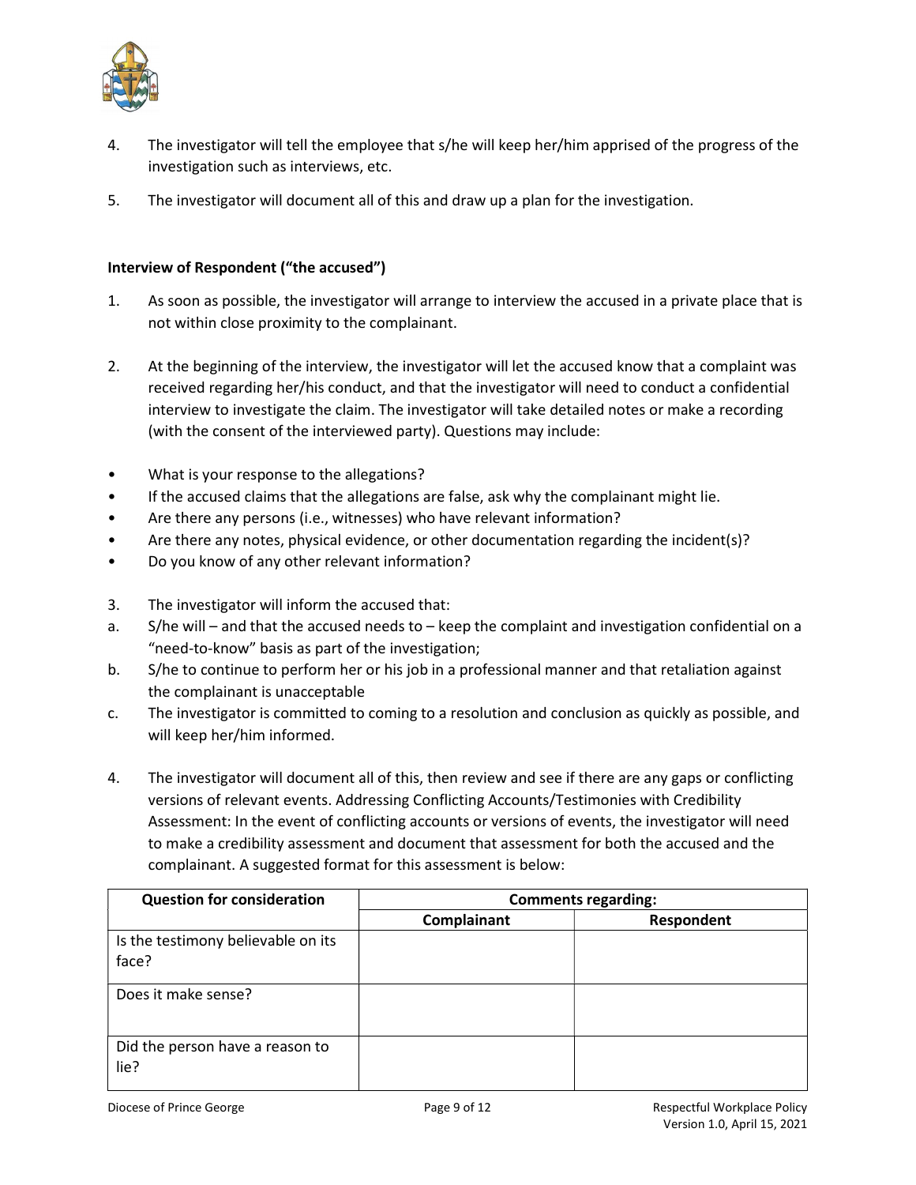4. The investigator will tell the employee that s/he will keep her/him apprised of the progress of the investigation such as interviews, etc.

5. The investigator will document all of this and draw up a plan for the investigation.

**Interview of Respondent ("the accused")**

1. As soon as possible, the investigator will arrange to interview the accused in a private place that is not within close proximity to the complainant.

2. At the beginning of the interview, the investigator will let the accused know that a complaint was received regarding her/his conduct, and that the investigator will need to conduct a confidential interview to investigate the claim. The investigator will take detailed notes or make a recording (with the consent of the interviewed party). Questions may include:

- What is your response to the allegations?
- If the accused claims that the allegations are false, ask why the complainant might lie.
- Are there any persons (i.e., witnesses) who have relevant information?
- Are there any notes, physical evidence, or other documentation regarding the incident(s)?
- Do you know of any other relevant information?

3. The investigator will inform the accused that:

a. S/he will – and that the accused needs to – keep the complaint and investigation confidential on a "need-to-know" basis as part of the investigation;

b. S/he to continue to perform her or his job in a professional manner and that retaliation against the complainant is unacceptable

c. The investigator is committed to coming to a resolution and conclusion as quickly as possible, and will keep her/him informed.

4. The investigator will document all of this, then review and see if there are any gaps or conflicting versions of relevant events. Addressing Conflicting Accounts/Testimonies with Credibility Assessment: In the event of conflicting accounts or versions of events, the investigator will need to make a credibility assessment and document that assessment for both the accused and the complainant. A suggested format for this assessment is below:

| Question for consideration | Comments regarding: | |
|---|---|---|
| | **Complainant** | **Respondent** |
| Is the testimony believable on its face? | | |
| Does it make sense? | | |
| Did the person have a reason to lie? | | |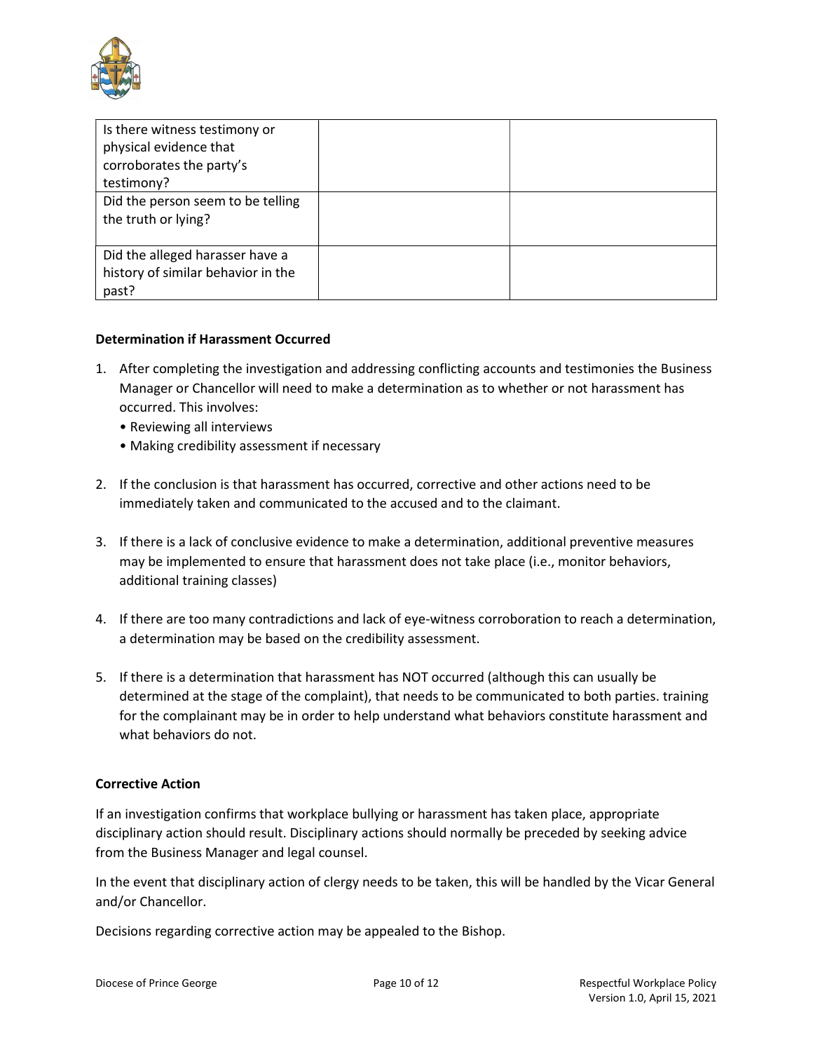| Is there witness testimony or physical evidence that corroborates the party's testimony? | | |
|---|---|---|
| Did the person seem to be telling the truth or lying? | | |
| Did the alleged harasser have a history of similar behavior in the past? | | |

**Determination if Harassment Occurred**

1. After completing the investigation and addressing conflicting accounts and testimonies the Business Manager or Chancellor will need to make a determination as to whether or not harassment has occurred. This involves:
   - Reviewing all interviews
   - Making credibility assessment if necessary

2. If the conclusion is that harassment has occurred, corrective and other actions need to be immediately taken and communicated to the accused and to the claimant.

3. If there is a lack of conclusive evidence to make a determination, additional preventive measures may be implemented to ensure that harassment does not take place (i.e., monitor behaviors, additional training classes)

4. If there are too many contradictions and lack of eye-witness corroboration to reach a determination, a determination may be based on the credibility assessment.

5. If there is a determination that harassment has NOT occurred (although this can usually be determined at the stage of the complaint), that needs to be communicated to both parties. training for the complainant may be in order to help understand what behaviors constitute harassment and what behaviors do not.

**Corrective Action**

If an investigation confirms that workplace bullying or harassment has taken place, appropriate disciplinary action should result. Disciplinary actions should normally be preceded by seeking advice from the Business Manager and legal counsel.

In the event that disciplinary action of clergy needs to be taken, this will be handled by the Vicar General and/or Chancellor.

Decisions regarding corrective action may be appealed to the Bishop.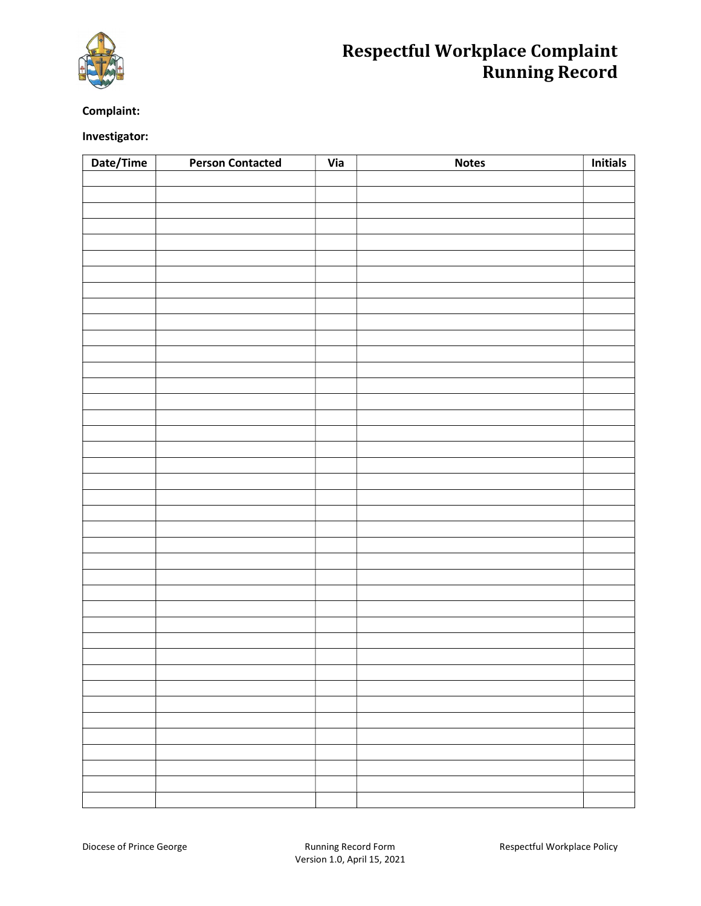# Respectful Workplace Complaint Running Record

**Complaint:**

**Investigator:**

| Date/Time | Person Contacted | Via | Notes | Initials |
|---|---|---|---|---|
| | | | | |
| | | | | |
| | | | | |
| | | | | |
| | | | | |
| | | | | |
| | | | | |
| | | | | |
| | | | | |
| | | | | |
| | | | | |
| | | | | |
| | | | | |
| | | | | |
| | | | | |
| | | | | |
| | | | | |
| | | | | |
| | | | | |
| | | | | |
| | | | | |
| | | | | |
| | | | | |
| | | | | |
| | | | | |
| | | | | |
| | | | | |
| | | | | |
| | | | | |
| | | | | |
| | | | | |
| | | | | |
| | | | | |
| | | | | |
| | | | | |
| | | | | |
| | | | | |
| | | | | |
| | | | | |
| | | | | |

Diocese of Prince George — Running Record Form, Version 1.0, April 15, 2021 — Respectful Workplace Policy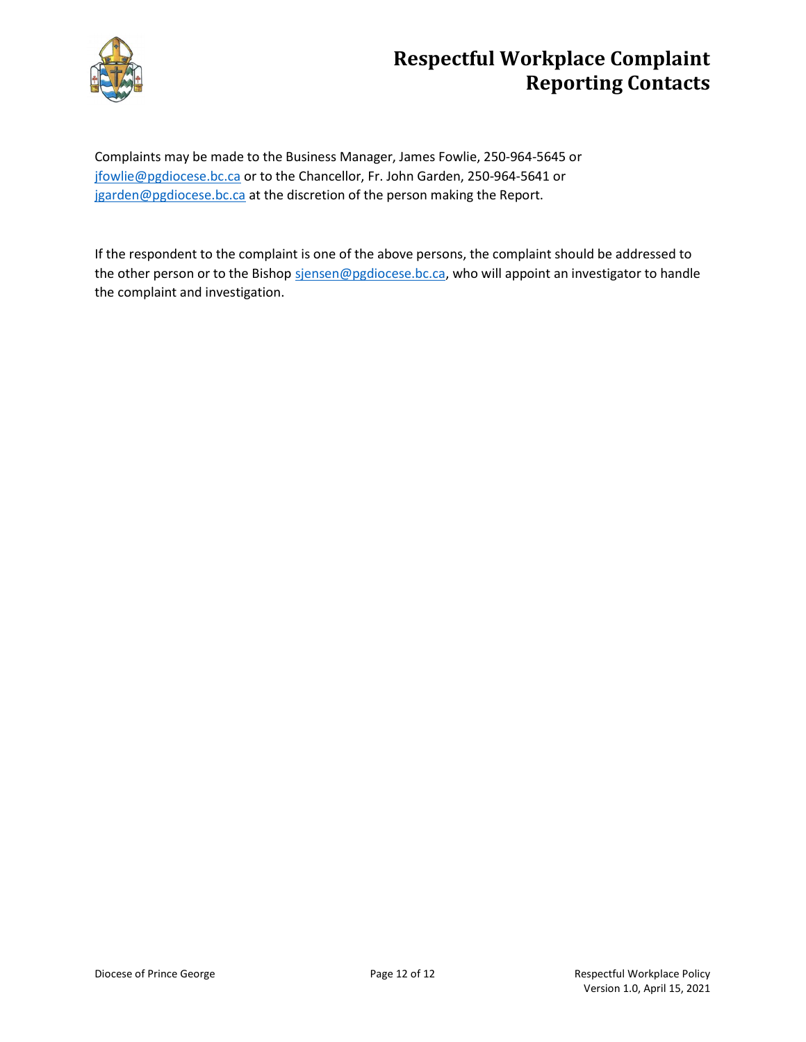# Respectful Workplace Complaint Reporting Contacts

Complaints may be made to the Business Manager, James Fowlie, 250-964-5645 or jfowlie@pgdiocese.bc.ca or to the Chancellor, Fr. John Garden, 250-964-5641 or jgarden@pgdiocese.bc.ca at the discretion of the person making the Report.

If the respondent to the complaint is one of the above persons, the complaint should be addressed to the other person or to the Bishop sjensen@pgdiocese.bc.ca, who will appoint an investigator to handle the complaint and investigation.